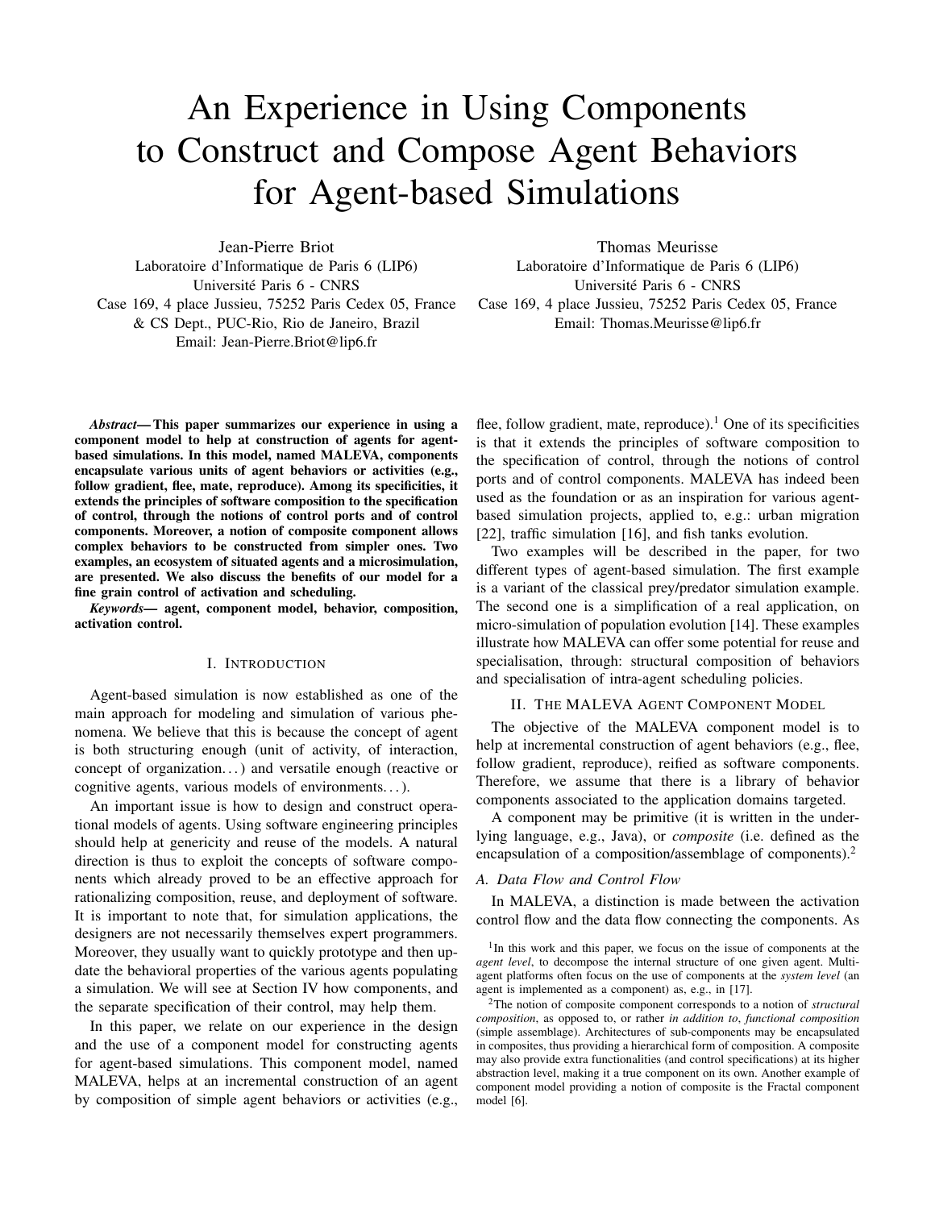# An Experience in Using Components to Construct and Compose Agent Behaviors for Agent-based Simulations

Jean-Pierre Briot
Laboratoire d'Informatique de Paris 6 (LIP6)
Université Paris 6 - CNRS
Case 169, 4 place Jussieu, 75252 Paris Cedex 05, France
& CS Dept., PUC-Rio, Rio de Janeiro, Brazil
Email: Jean-Pierre.Briot@lip6.fr

Thomas Meurisse
Laboratoire d'Informatique de Paris 6 (LIP6)
Université Paris 6 - CNRS
Case 169, 4 place Jussieu, 75252 Paris Cedex 05, France
Email: Thomas.Meurisse@lip6.fr

***Abstract*— This paper summarizes our experience in using a component model to help at construction of agents for agent-based simulations. In this model, named MALEVA, components encapsulate various units of agent behaviors or activities (e.g., follow gradient, flee, mate, reproduce). Among its specificities, it extends the principles of software composition to the specification of control, through the notions of control ports and of control components. Moreover, a notion of composite component allows complex behaviors to be constructed from simpler ones. Two examples, an ecosystem of situated agents and a microsimulation, are presented. We also discuss the benefits of our model for a fine grain control of activation and scheduling.**

***Keywords*— agent, component model, behavior, composition, activation control.**

## I. Introduction

Agent-based simulation is now established as one of the main approach for modeling and simulation of various phenomena. We believe that this is because the concept of agent is both structuring enough (unit of activity, of interaction, concept of organization…) and versatile enough (reactive or cognitive agents, various models of environments…).

An important issue is how to design and construct operational models of agents. Using software engineering principles should help at genericity and reuse of the models. A natural direction is thus to exploit the concepts of software components which already proved to be an effective approach for rationalizing composition, reuse, and deployment of software. It is important to note that, for simulation applications, the designers are not necessarily themselves expert programmers. Moreover, they usually want to quickly prototype and then update the behavioral properties of the various agents populating a simulation. We will see at Section IV how components, and the separate specification of their control, may help them.

In this paper, we relate on our experience in the design and the use of a component model for constructing agents for agent-based simulations. This component model, named MALEVA, helps at an incremental construction of an agent by composition of simple agent behaviors or activities (e.g., flee, follow gradient, mate, reproduce).[1] One of its specificities is that it extends the principles of software composition to the specification of control, through the notions of control ports and of control components. MALEVA has indeed been used as the foundation or as an inspiration for various agent-based simulation projects, applied to, e.g.: urban migration [22], traffic simulation [16], and fish tanks evolution.

Two examples will be described in the paper, for two different types of agent-based simulation. The first example is a variant of the classical prey/predator simulation example. The second one is a simplification of a real application, on micro-simulation of population evolution [14]. These examples illustrate how MALEVA can offer some potential for reuse and specialisation, through: structural composition of behaviors and specialisation of intra-agent scheduling policies.

## II. The MALEVA Agent Component Model

The objective of the MALEVA component model is to help at incremental construction of agent behaviors (e.g., flee, follow gradient, reproduce), reified as software components. Therefore, we assume that there is a library of behavior components associated to the application domains targeted.

A component may be primitive (it is written in the underlying language, e.g., Java), or *composite* (i.e. defined as the encapsulation of a composition/assemblage of components).[2]

### A. Data Flow and Control Flow

In MALEVA, a distinction is made between the activation control flow and the data flow connecting the components. As

[1] In this work and this paper, we focus on the issue of components at the *agent level*, to decompose the internal structure of one given agent. Multi-agent platforms often focus on the use of components at the *system level* (an agent is implemented as a component) as, e.g., in [17].

[2] The notion of composite component corresponds to a notion of *structural composition*, as opposed to, or rather *in addition to*, *functional composition* (simple assemblage). Architectures of sub-components may be encapsulated in composites, thus providing a hierarchical form of composition. A composite may also provide extra functionalities (and control specifications) at its higher abstraction level, making it a true component on its own. Another example of component model providing a notion of composite is the Fractal component model [6].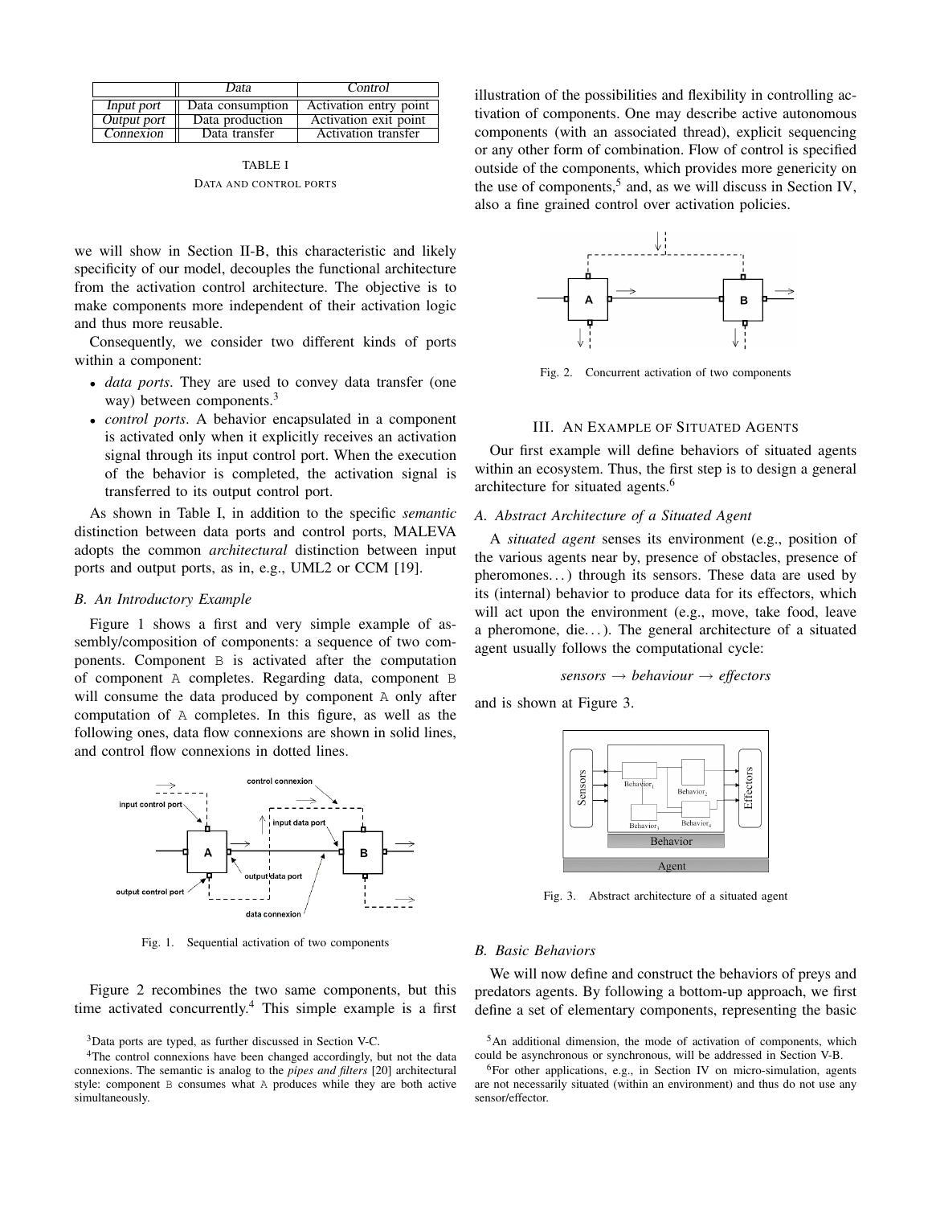|  | *Data* | *Control* |
| --- | --- | --- |
| *Input port* | Data consumption | Activation entry point |
| *Output port* | Data production | Activation exit point |
| *Connexion* | Data transfer | Activation transfer |

TABLE I
DATA AND CONTROL PORTS

we will show in Section II-B, this characteristic and likely specificity of our model, decouples the functional architecture from the activation control architecture. The objective is to make components more independent of their activation logic and thus more reusable.

Consequently, we consider two different kinds of ports within a component:

- *data ports*. They are used to convey data transfer (one way) between components.[3]
- *control ports*. A behavior encapsulated in a component is activated only when it explicitly receives an activation signal through its input control port. When the execution of the behavior is completed, the activation signal is transferred to its output control port.

As shown in Table I, in addition to the specific *semantic* distinction between data ports and control ports, MALEVA adopts the common *architectural* distinction between input ports and output ports, as in, e.g., UML2 or CCM [19].

### B. An Introductory Example

Figure 1 shows a first and very simple example of assembly/composition of components: a sequence of two components. Component B is activated after the computation of component A completes. Regarding data, component B will consume the data produced by component A only after computation of A completes. In this figure, as well as the following ones, data flow connexions are shown in solid lines, and control flow connexions in dotted lines.

Fig. 1. Sequential activation of two components

Figure 2 recombines the two same components, but this time activated concurrently.[4] This simple example is a first illustration of the possibilities and flexibility in controlling activation of components. One may describe active autonomous components (with an associated thread), explicit sequencing or any other form of combination. Flow of control is specified outside of the components, which provides more genericity on the use of components,[5] and, as we will discuss in Section IV, also a fine grained control over activation policies.

Fig. 2. Concurrent activation of two components

## III. AN EXAMPLE OF SITUATED AGENTS

Our first example will define behaviors of situated agents within an ecosystem. Thus, the first step is to design a general architecture for situated agents.[6]

### A. Abstract Architecture of a Situated Agent

A *situated agent* senses its environment (e.g., position of the various agents near by, presence of obstacles, presence of pheromones...) through its sensors. These data are used by its (internal) behavior to produce data for its effectors, which will act upon the environment (e.g., move, take food, leave a pheromone, die...). The general architecture of a situated agent usually follows the computational cycle:

$$\textit{sensors} \rightarrow \textit{behaviour} \rightarrow \textit{effectors}$$

and is shown at Figure 3.

Fig. 3. Abstract architecture of a situated agent

### B. Basic Behaviors

We will now define and construct the behaviors of preys and predators agents. By following a bottom-up approach, we first define a set of elementary components, representing the basic

[3] Data ports are typed, as further discussed in Section V-C.

[4] The control connexions have been changed accordingly, but not the data connexions. The semantic is analog to the *pipes and filters* [20] architectural style: component B consumes what A produces while they are both active simultaneously.

[5] An additional dimension, the mode of activation of components, which could be asynchronous or synchronous, will be addressed in Section V-B.

[6] For other applications, e.g., in Section IV on micro-simulation, agents are not necessarily situated (within an environment) and thus do not use any sensor/effector.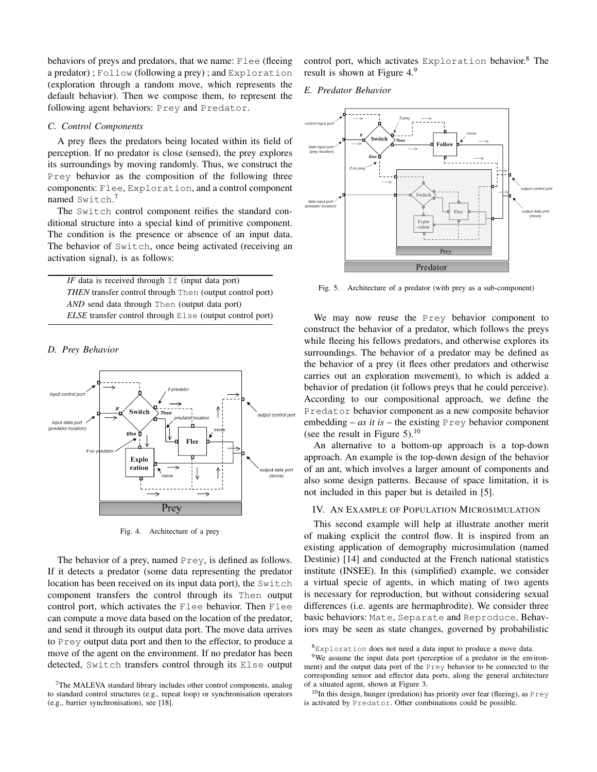behaviors of preys and predators, that we name: Flee (fleeing a predator) ; Follow (following a prey) ; and Exploration (exploration through a random move, which represents the default behavior). Then we compose them, to represent the following agent behaviors: Prey and Predator.

### C. Control Components

A prey flees the predators being located within its field of perception. If no predator is close (sensed), the prey explores its surroundings by moving randomly. Thus, we construct the Prey behavior as the composition of the following three components: Flee, Exploration, and a control component named Switch.[7]

The Switch control component reifies the standard conditional structure into a special kind of primitive component. The condition is the presence or absence of an input data. The behavior of Switch, once being activated (receiving an activation signal), is as follows:

*IF* data is received through If (input data port)
*THEN* transfer control through Then (output control port)
*AND* send data through Then (output data port)
*ELSE* transfer control through Else (output control port)

### D. Prey Behavior

Fig. 4. Architecture of a prey

The behavior of a prey, named Prey, is defined as follows. If it detects a predator (some data representing the predator location has been received on its input data port), the Switch component transfers the control through its Then output control port, which activates the Flee behavior. Then Flee can compute a move data based on the location of the predator, and send it through its output data port. The move data arrives to Prey output data port and then to the effector, to produce a move of the agent on the environment. If no predator has been detected, Switch transfers control through its Else output control port, which activates Exploration behavior.[8] The result is shown at Figure 4.[9]

### E. Predator Behavior

Fig. 5. Architecture of a predator (with prey as a sub-component)

We may now reuse the Prey behavior component to construct the behavior of a predator, which follows the preys while fleeing his fellows predators, and otherwise explores its surroundings. The behavior of a predator may be defined as the behavior of a prey (it flees other predators and otherwise carries out an exploration movement), to which is added a behavior of predation (it follows preys that he could perceive). According to our compositional approach, we define the Predator behavior component as a new composite behavior embedding – *as it is* – the existing Prey behavior component (see the result in Figure 5).[10]

An alternative to a bottom-up approach is a top-down approach. An example is the top-down design of the behavior of an ant, which involves a larger amount of components and also some design patterns. Because of space limitation, it is not included in this paper but is detailed in [5].

## IV. An Example of Population Microsimulation

This second example will help at illustrate another merit of making explicit the control flow. It is inspired from an existing application of demography microsimulation (named Destinie) [14] and conducted at the French national statistics institute (INSEE). In this (simplified) example, we consider a virtual specie of agents, in which mating of two agents is necessary for reproduction, but without considering sexual differences (i.e. agents are hermaphrodite). We consider three basic behaviors: Mate, Separate and Reproduce. Behaviors may be seen as state changes, governed by probabilistic

[7] The MALEVA standard library includes other control components, analog to standard control structures (e.g., repeat loop) or synchronisation operators (e.g., barrier synchronisation), see [18].

[8] Exploration does not need a data input to produce a move data.

[9] We assume the input data port (perception of a predator in the environment) and the output data port of the Prey behavior to be connected to the corresponding sensor and effector data ports, along the general architecture of a situated agent, shown at Figure 3.

[10] In this design, hunger (predation) has priority over fear (fleeing), as Prey is activated by Predator. Other combinations could be possible.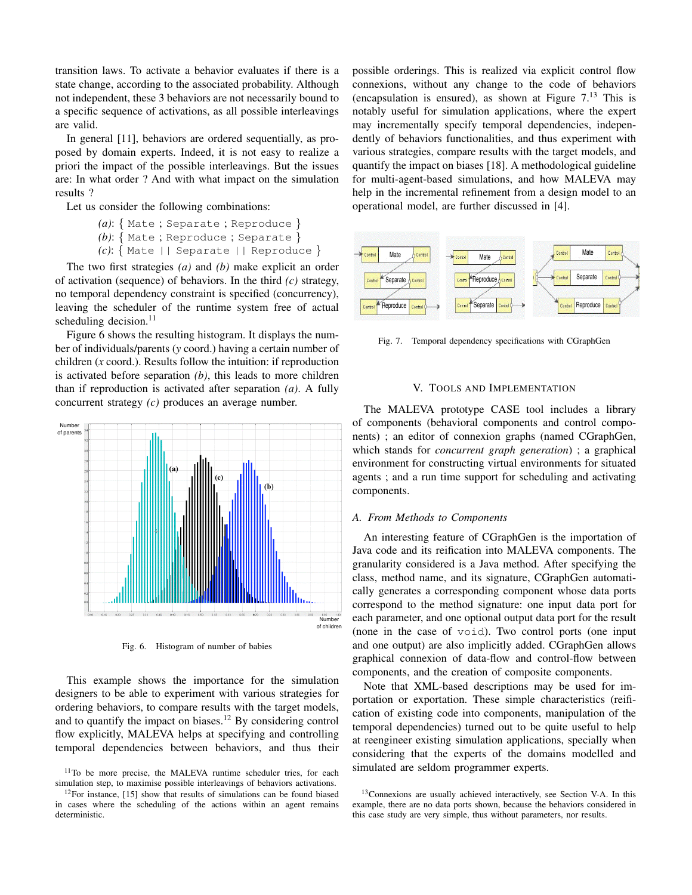transition laws. To activate a behavior evaluates if there is a state change, according to the associated probability. Although not independent, these 3 behaviors are not necessarily bound to a specific sequence of activations, as all possible interleavings are valid.

In general [11], behaviors are ordered sequentially, as proposed by domain experts. Indeed, it is not easy to realize a priori the impact of the possible interleavings. But the issues are: In what order ? And with what impact on the simulation results ?

Let us consider the following combinations:

*(a)*: { `Mate ; Separate ; Reproduce` }
*(b)*: { `Mate ; Reproduce ; Separate` }
*(c)*: { `Mate || Separate || Reproduce` }

The two first strategies *(a)* and *(b)* make explicit an order of activation (sequence) of behaviors. In the third *(c)* strategy, no temporal dependency constraint is specified (concurrency), leaving the scheduler of the runtime system free of actual scheduling decision.[11]

Figure 6 shows the resulting histogram. It displays the number of individuals/parents (*y* coord.) having a certain number of children (*x* coord.). Results follow the intuition: if reproduction is activated before separation *(b)*, this leads to more children than if reproduction is activated after separation *(a)*. A fully concurrent strategy *(c)* produces an average number.

Fig. 6. Histogram of number of babies

This example shows the importance for the simulation designers to be able to experiment with various strategies for ordering behaviors, to compare results with the target models, and to quantify the impact on biases.[12] By considering control flow explicitly, MALEVA helps at specifying and controlling temporal dependencies between behaviors, and thus their possible orderings. This is realized via explicit control flow connexions, without any change to the code of behaviors (encapsulation is ensured), as shown at Figure 7.[13] This is notably useful for simulation applications, where the expert may incrementally specify temporal dependencies, independently of behaviors functionalities, and thus experiment with various strategies, compare results with the target models, and quantify the impact on biases [18]. A methodological guideline for multi-agent-based simulations, and how MALEVA may help in the incremental refinement from a design model to an operational model, are further discussed in [4].

Fig. 7. Temporal dependency specifications with CGraphGen

## V. Tools and Implementation

The MALEVA prototype CASE tool includes a library of components (behavioral components and control components) ; an editor of connexion graphs (named CGraphGen, which stands for *concurrent graph generation*) ; a graphical environment for constructing virtual environments for situated agents ; and a run time support for scheduling and activating components.

### A. From Methods to Components

An interesting feature of CGraphGen is the importation of Java code and its reification into MALEVA components. The granularity considered is a Java method. After specifying the class, method name, and its signature, CGraphGen automatically generates a corresponding component whose data ports correspond to the method signature: one input data port for each parameter, and one optional output data port for the result (none in the case of `void`). Two control ports (one input and one output) are also implicitly added. CGraphGen allows graphical connexion of data-flow and control-flow between components, and the creation of composite components.

Note that XML-based descriptions may be used for importation or exportation. These simple characteristics (reification of existing code into components, manipulation of the temporal dependencies) turned out to be quite useful to help at reengineer existing simulation applications, specially when considering that the experts of the domains modelled and simulated are seldom programmer experts.

[11] To be more precise, the MALEVA runtime scheduler tries, for each simulation step, to maximise possible interleavings of behaviors activations.

[12] For instance, [15] show that results of simulations can be found biased in cases where the scheduling of the actions within an agent remains deterministic.

[13] Connexions are usually achieved interactively, see Section V-A. In this example, there are no data ports shown, because the behaviors considered in this case study are very simple, thus without parameters, nor results.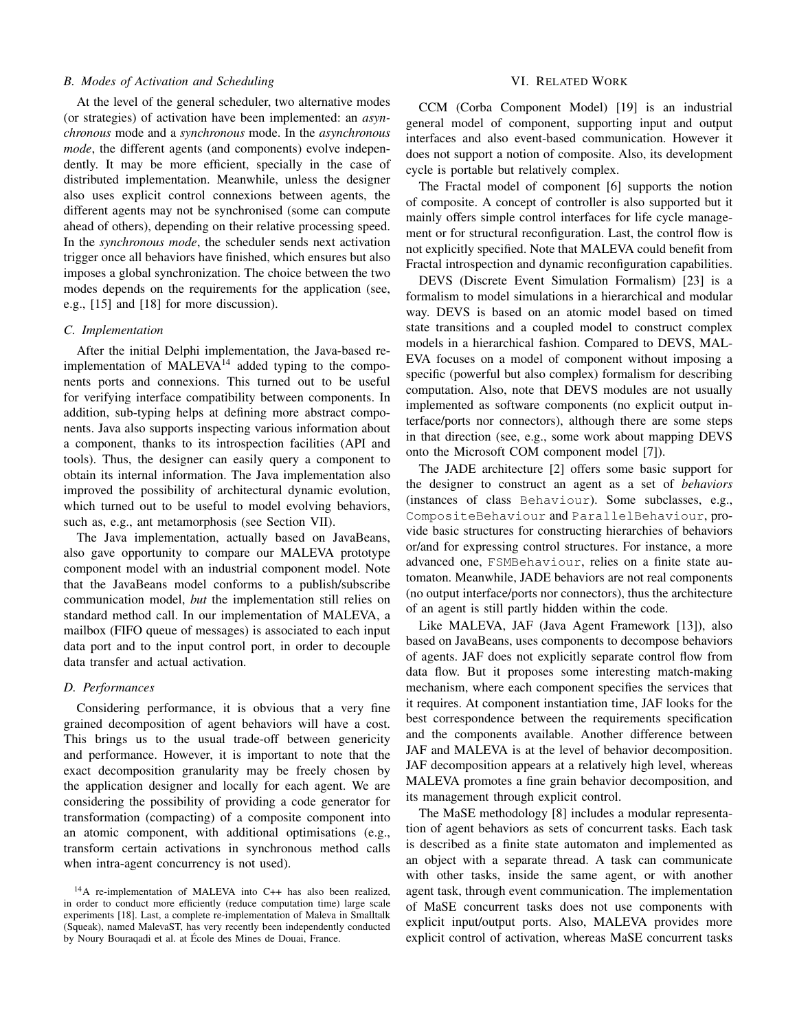### B. Modes of Activation and Scheduling

At the level of the general scheduler, two alternative modes (or strategies) of activation have been implemented: an *asynchronous* mode and a *synchronous* mode. In the *asynchronous mode*, the different agents (and components) evolve independently. It may be more efficient, specially in the case of distributed implementation. Meanwhile, unless the designer also uses explicit control connexions between agents, the different agents may not be synchronised (some can compute ahead of others), depending on their relative processing speed. In the *synchronous mode*, the scheduler sends next activation trigger once all behaviors have finished, which ensures but also imposes a global synchronization. The choice between the two modes depends on the requirements for the application (see, e.g., [15] and [18] for more discussion).

### C. Implementation

After the initial Delphi implementation, the Java-based re-implementation of MALEVA[14] added typing to the components ports and connexions. This turned out to be useful for verifying interface compatibility between components. In addition, sub-typing helps at defining more abstract components. Java also supports inspecting various information about a component, thanks to its introspection facilities (API and tools). Thus, the designer can easily query a component to obtain its internal information. The Java implementation also improved the possibility of architectural dynamic evolution, which turned out to be useful to model evolving behaviors, such as, e.g., ant metamorphosis (see Section VII).

The Java implementation, actually based on JavaBeans, also gave opportunity to compare our MALEVA prototype component model with an industrial component model. Note that the JavaBeans model conforms to a publish/subscribe communication model, *but* the implementation still relies on standard method call. In our implementation of MALEVA, a mailbox (FIFO queue of messages) is associated to each input data port and to the input control port, in order to decouple data transfer and actual activation.

### D. Performances

Considering performance, it is obvious that a very fine grained decomposition of agent behaviors will have a cost. This brings us to the usual trade-off between genericity and performance. However, it is important to note that the exact decomposition granularity may be freely chosen by the application designer and locally for each agent. We are considering the possibility of providing a code generator for transformation (compacting) of a composite component into an atomic component, with additional optimisations (e.g., transform certain activations in synchronous method calls when intra-agent concurrency is not used).

[14] A re-implementation of MALEVA into C++ has also been realized, in order to conduct more efficiently (reduce computation time) large scale experiments [18]. Last, a complete re-implementation of Maleva in Smalltalk (Squeak), named MalevaST, has very recently been independently conducted by Noury Bouraqadi et al. at École des Mines de Douai, France.

## VI. Related Work

CCM (Corba Component Model) [19] is an industrial general model of component, supporting input and output interfaces and also event-based communication. However it does not support a notion of composite. Also, its development cycle is portable but relatively complex.

The Fractal model of component [6] supports the notion of composite. A concept of controller is also supported but it mainly offers simple control interfaces for life cycle management or for structural reconfiguration. Last, the control flow is not explicitly specified. Note that MALEVA could benefit from Fractal introspection and dynamic reconfiguration capabilities.

DEVS (Discrete Event Simulation Formalism) [23] is a formalism to model simulations in a hierarchical and modular way. DEVS is based on an atomic model based on timed state transitions and a coupled model to construct complex models in a hierarchical fashion. Compared to DEVS, MALEVA focuses on a model of component without imposing a specific (powerful but also complex) formalism for describing computation. Also, note that DEVS modules are not usually implemented as software components (no explicit output interface/ports nor connectors), although there are some steps in that direction (see, e.g., some work about mapping DEVS onto the Microsoft COM component model [7]).

The JADE architecture [2] offers some basic support for the designer to construct an agent as a set of *behaviors* (instances of class `Behaviour`). Some subclasses, e.g., `CompositeBehaviour` and `ParallelBehaviour`, provide basic structures for constructing hierarchies of behaviors or/and for expressing control structures. For instance, a more advanced one, `FSMBehaviour`, relies on a finite state automaton. Meanwhile, JADE behaviors are not real components (no output interface/ports nor connectors), thus the architecture of an agent is still partly hidden within the code.

Like MALEVA, JAF (Java Agent Framework [13]), also based on JavaBeans, uses components to decompose behaviors of agents. JAF does not explicitly separate control flow from data flow. But it proposes some interesting match-making mechanism, where each component specifies the services that it requires. At component instantiation time, JAF looks for the best correspondence between the requirements specification and the components available. Another difference between JAF and MALEVA is at the level of behavior decomposition. JAF decomposition appears at a relatively high level, whereas MALEVA promotes a fine grain behavior decomposition, and its management through explicit control.

The MaSE methodology [8] includes a modular representation of agent behaviors as sets of concurrent tasks. Each task is described as a finite state automaton and implemented as an object with a separate thread. A task can communicate with other tasks, inside the same agent, or with another agent task, through event communication. The implementation of MaSE concurrent tasks does not use components with explicit input/output ports. Also, MALEVA provides more explicit control of activation, whereas MaSE concurrent tasks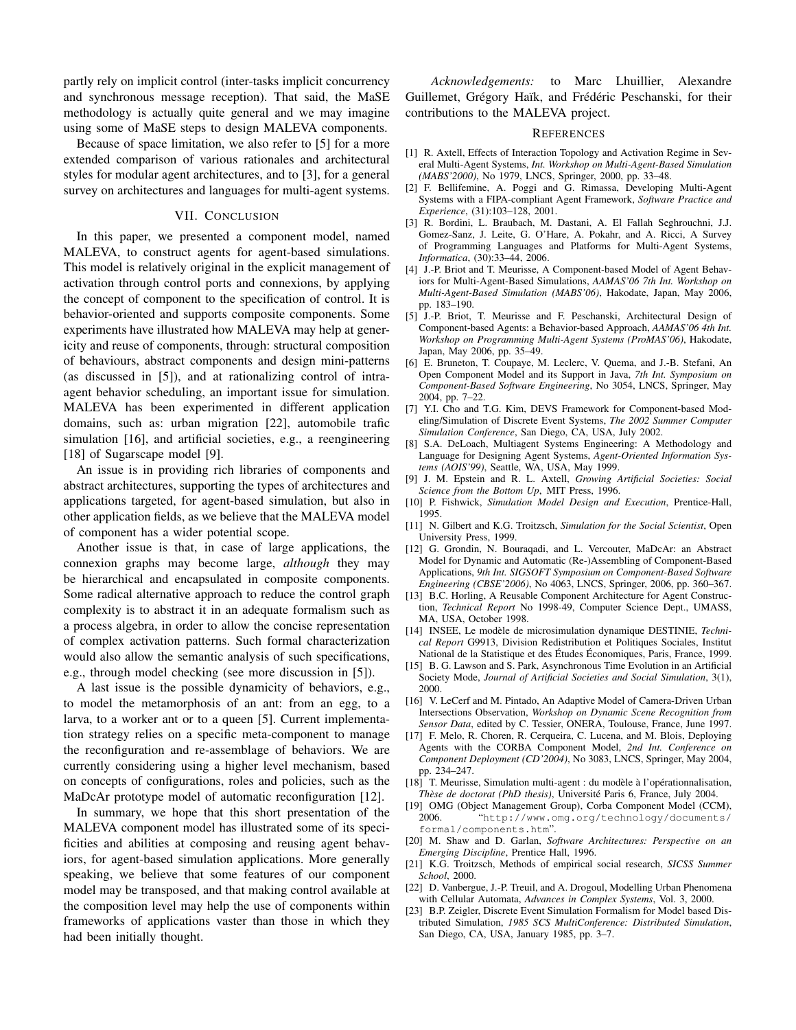partly rely on implicit control (inter-tasks implicit concurrency and synchronous message reception). That said, the MaSE methodology is actually quite general and we may imagine using some of MaSE steps to design MALEVA components.

Because of space limitation, we also refer to [5] for a more extended comparison of various rationales and architectural styles for modular agent architectures, and to [3], for a general survey on architectures and languages for multi-agent systems.

## VII. Conclusion

In this paper, we presented a component model, named MALEVA, to construct agents for agent-based simulations. This model is relatively original in the explicit management of activation through control ports and connexions, by applying the concept of component to the specification of control. It is behavior-oriented and supports composite components. Some experiments have illustrated how MALEVA may help at genericity and reuse of components, through: structural composition of behaviours, abstract components and design mini-patterns (as discussed in [5]), and at rationalizing control of intra-agent behavior scheduling, an important issue for simulation. MALEVA has been experimented in different application domains, such as: urban migration [22], automobile trafic simulation [16], and artificial societies, e.g., a reengineering [18] of Sugarscape model [9].

An issue is in providing rich libraries of components and abstract architectures, supporting the types of architectures and applications targeted, for agent-based simulation, but also in other application fields, as we believe that the MALEVA model of component has a wider potential scope.

Another issue is that, in case of large applications, the connexion graphs may become large, *although* they may be hierarchical and encapsulated in composite components. Some radical alternative approach to reduce the control graph complexity is to abstract it in an adequate formalism such as a process algebra, in order to allow the concise representation of complex activation patterns. Such formal characterization would also allow the semantic analysis of such specifications, e.g., through model checking (see more discussion in [5]).

A last issue is the possible dynamicity of behaviors, e.g., to model the metamorphosis of an ant: from an egg, to a larva, to a worker ant or to a queen [5]. Current implementation strategy relies on a specific meta-component to manage the reconfiguration and re-assemblage of behaviors. We are currently considering using a higher level mechanism, based on concepts of configurations, roles and policies, such as the MaDcAr prototype model of automatic reconfiguration [12].

In summary, we hope that this short presentation of the MALEVA component model has illustrated some of its specificities and abilities at composing and reusing agent behaviors, for agent-based simulation applications. More generally speaking, we believe that some features of our component model may be transposed, and that making control available at the composition level may help the use of components within frameworks of applications vaster than those in which they had been initially thought.

*Acknowledgements:* to Marc Lhuillier, Alexandre Guillemet, Grégory Haïk, and Frédéric Peschanski, for their contributions to the MALEVA project.

## References

[1] R. Axtell, Effects of Interaction Topology and Activation Regime in Several Multi-Agent Systems, *Int. Workshop on Multi-Agent-Based Simulation (MABS'2000)*, No 1979, LNCS, Springer, 2000, pp. 33–48.

[2] F. Bellifemine, A. Poggi and G. Rimassa, Developing Multi-Agent Systems with a FIPA-compliant Agent Framework, *Software Practice and Experience*, (31):103–128, 2001.

[3] R. Bordini, L. Braubach, M. Dastani, A. El Fallah Seghrouchni, J.J. Gomez-Sanz, J. Leite, G. O'Hare, A. Pokahr, and A. Ricci, A Survey of Programming Languages and Platforms for Multi-Agent Systems, *Informatica*, (30):33–44, 2006.

[4] J.-P. Briot and T. Meurisse, A Component-based Model of Agent Behaviors for Multi-Agent-Based Simulations, *AAMAS'06 7th Int. Workshop on Multi-Agent-Based Simulation (MABS'06)*, Hakodate, Japan, May 2006, pp. 183–190.

[5] J.-P. Briot, T. Meurisse and F. Peschanski, Architectural Design of Component-based Agents: a Behavior-based Approach, *AAMAS'06 4th Int. Workshop on Programming Multi-Agent Systems (ProMAS'06)*, Hakodate, Japan, May 2006, pp. 35–49.

[6] E. Bruneton, T. Coupaye, M. Leclerc, V. Quema, and J.-B. Stefani, An Open Component Model and its Support in Java, *7th Int. Symposium on Component-Based Software Engineering*, No 3054, LNCS, Springer, May 2004, pp. 7–22.

[7] Y.I. Cho and T.G. Kim, DEVS Framework for Component-based Modeling/Simulation of Discrete Event Systems, *The 2002 Summer Computer Simulation Conference*, San Diego, CA, USA, July 2002.

[8] S.A. DeLoach, Multiagent Systems Engineering: A Methodology and Language for Designing Agent Systems, *Agent-Oriented Information Systems (AOIS'99)*, Seattle, WA, USA, May 1999.

[9] J. M. Epstein and R. L. Axtell, *Growing Artificial Societies: Social Science from the Bottom Up*, MIT Press, 1996.

[10] P. Fishwick, *Simulation Model Design and Execution*, Prentice-Hall, 1995.

[11] N. Gilbert and K.G. Troitzsch, *Simulation for the Social Scientist*, Open University Press, 1999.

[12] G. Grondin, N. Bouraqadi, and L. Vercouter, MaDcAr: an Abstract Model for Dynamic and Automatic (Re-)Assembling of Component-Based Applications, *9th Int. SIGSOFT Symposium on Component-Based Software Engineering (CBSE'2006)*, No 4063, LNCS, Springer, 2006, pp. 360–367.

[13] B.C. Horling, A Reusable Component Architecture for Agent Construction, *Technical Report* No 1998-49, Computer Science Dept., UMASS, MA, USA, October 1998.

[14] INSEE, Le modèle de microsimulation dynamique DESTINIE, *Technical Report* G9913, Division Redistribution et Politiques Sociales, Institut National de la Statistique et des Études Économiques, Paris, France, 1999.

[15] B. G. Lawson and S. Park, Asynchronous Time Evolution in an Artificial Society Mode, *Journal of Artificial Societies and Social Simulation*, 3(1), 2000.

[16] V. LeCerf and M. Pintado, An Adaptive Model of Camera-Driven Urban Intersections Observation, *Workshop on Dynamic Scene Recognition from Sensor Data*, edited by C. Tessier, ONERA, Toulouse, France, June 1997.

[17] F. Melo, R. Choren, R. Cerqueira, C. Lucena, and M. Blois, Deploying Agents with the CORBA Component Model, *2nd Int. Conference on Component Deployment (CD'2004)*, No 3083, LNCS, Springer, May 2004, pp. 234–247.

[18] T. Meurisse, Simulation multi-agent : du modèle à l'opérationnalisation, *Thèse de doctorat (PhD thesis)*, Université Paris 6, France, July 2004.

[19] OMG (Object Management Group), Corba Component Model (CCM), 2006. "http://www.omg.org/technology/documents/formal/components.htm".

[20] M. Shaw and D. Garlan, *Software Architectures: Perspective on an Emerging Discipline*, Prentice Hall, 1996.

[21] K.G. Troitzsch, Methods of empirical social research, *SICSS Summer School*, 2000.

[22] D. Vanbergue, J.-P. Treuil, and A. Drogoul, Modelling Urban Phenomena with Cellular Automata, *Advances in Complex Systems*, Vol. 3, 2000.

[23] B.P. Zeigler, Discrete Event Simulation Formalism for Model based Distributed Simulation, *1985 SCS MultiConference: Distributed Simulation*, San Diego, CA, USA, January 1985, pp. 3–7.